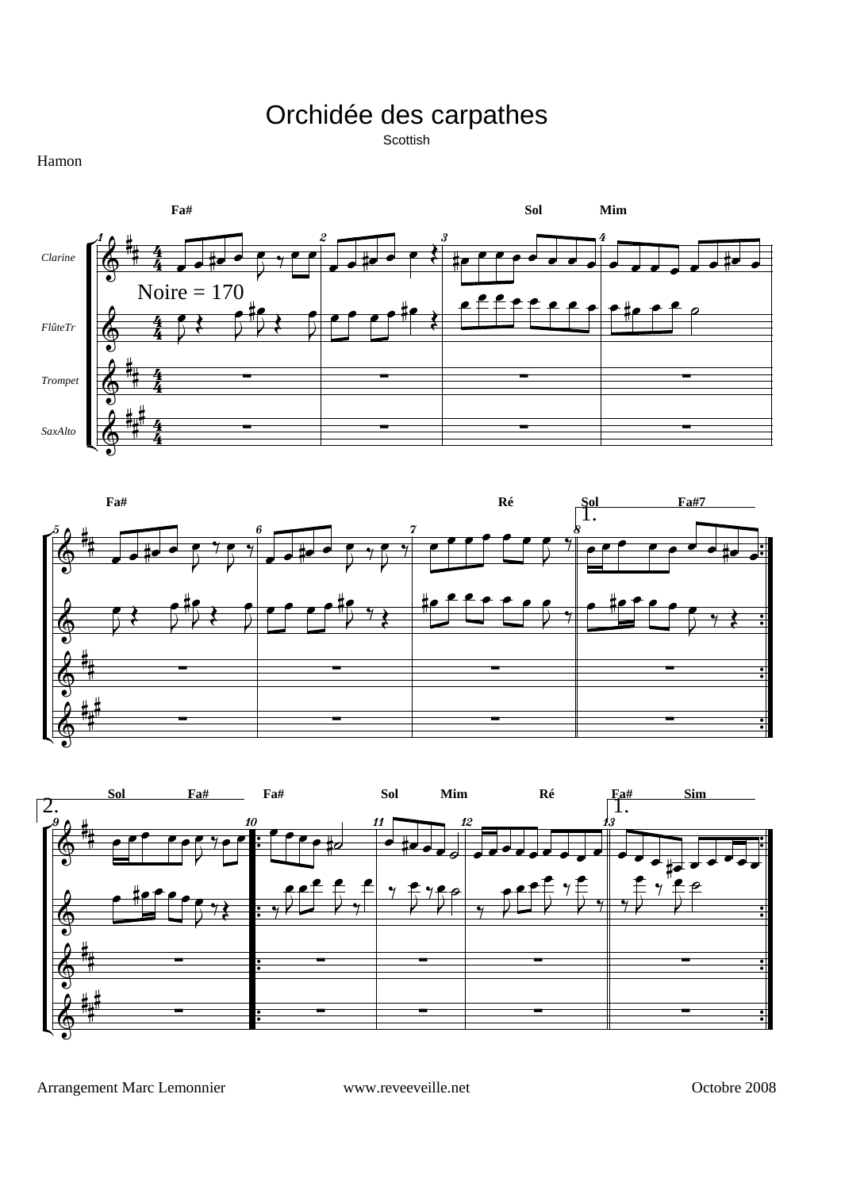# Orchidée des carpathes

Scottish

Hamon

Arrangement Marc Lemonnier

www.reveeveille.net

Octobre 2008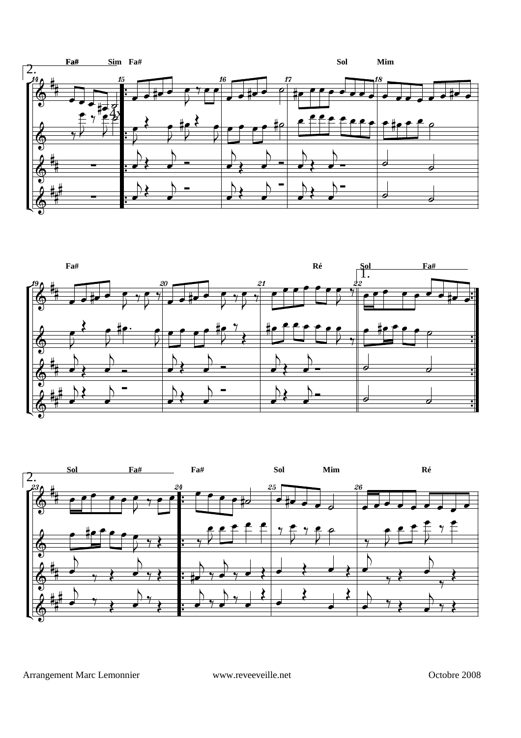Arrangement Marc Lemonnier www.reveeveille.net Octobre 2008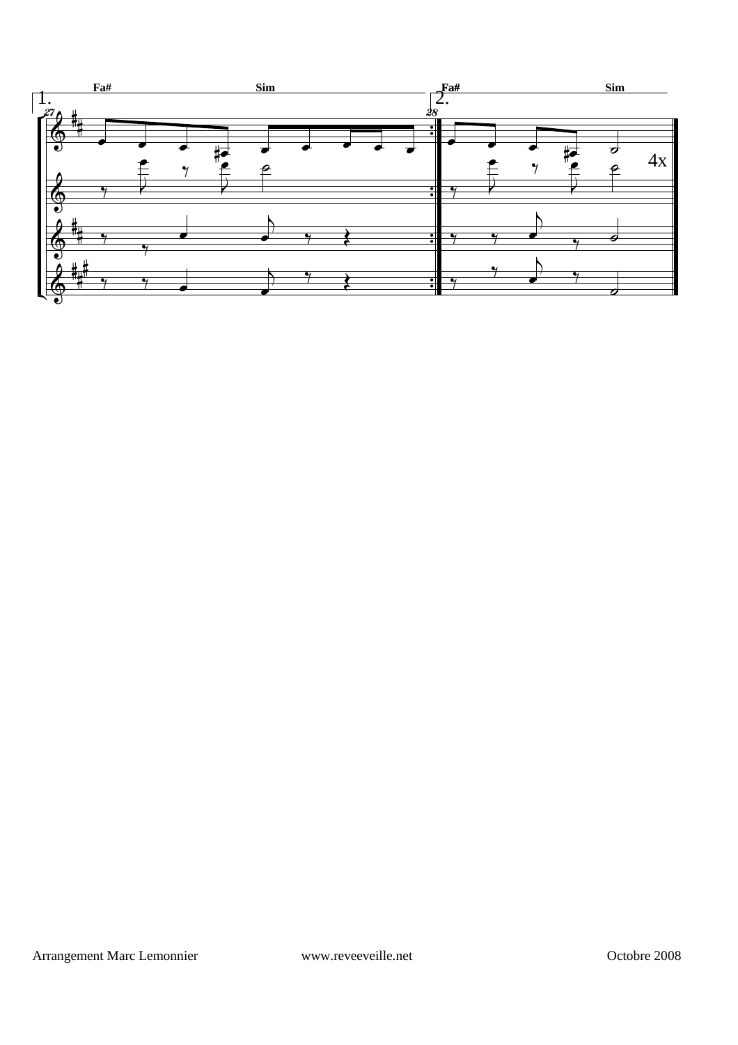Fa# Sim Fa# Sim

1. 2.

27 28

4x

Arrangement Marc Lemonnier www.reveeveille.net Octobre 2008